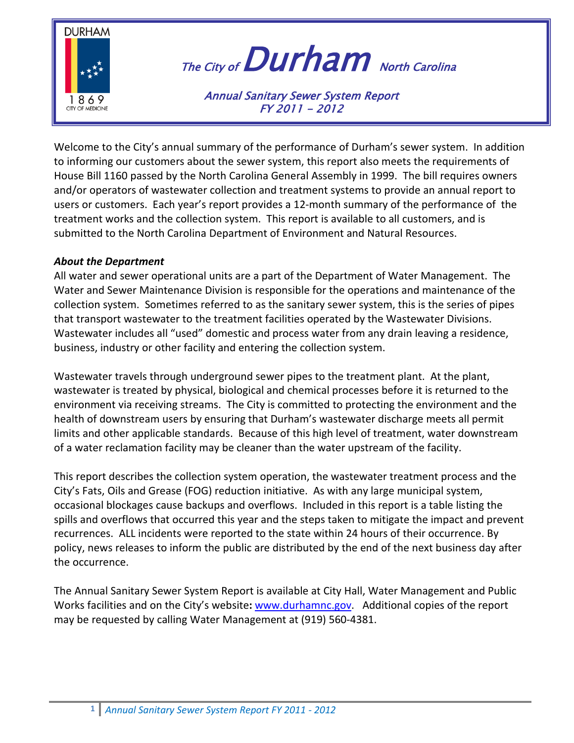DURHAM

1869
CITY OF MEDICINE

# *The City of* Durham *North Carolina*

## *Annual Sanitary Sewer System Report FY 2011 – 2012*

Welcome to the City's annual summary of the performance of Durham's sewer system. In addition to informing our customers about the sewer system, this report also meets the requirements of House Bill 1160 passed by the North Carolina General Assembly in 1999. The bill requires owners and/or operators of wastewater collection and treatment systems to provide an annual report to users or customers. Each year's report provides a 12-month summary of the performance of the treatment works and the collection system. This report is available to all customers, and is submitted to the North Carolina Department of Environment and Natural Resources.

***About the Department***

All water and sewer operational units are a part of the Department of Water Management. The Water and Sewer Maintenance Division is responsible for the operations and maintenance of the collection system. Sometimes referred to as the sanitary sewer system, this is the series of pipes that transport wastewater to the treatment facilities operated by the Wastewater Divisions. Wastewater includes all "used" domestic and process water from any drain leaving a residence, business, industry or other facility and entering the collection system.

Wastewater travels through underground sewer pipes to the treatment plant. At the plant, wastewater is treated by physical, biological and chemical processes before it is returned to the environment via receiving streams. The City is committed to protecting the environment and the health of downstream users by ensuring that Durham's wastewater discharge meets all permit limits and other applicable standards. Because of this high level of treatment, water downstream of a water reclamation facility may be cleaner than the water upstream of the facility.

This report describes the collection system operation, the wastewater treatment process and the City's Fats, Oils and Grease (FOG) reduction initiative. As with any large municipal system, occasional blockages cause backups and overflows. Included in this report is a table listing the spills and overflows that occurred this year and the steps taken to mitigate the impact and prevent recurrences. ALL incidents were reported to the state within 24 hours of their occurrence. By policy, news releases to inform the public are distributed by the end of the next business day after the occurrence.

The Annual Sanitary Sewer System Report is available at City Hall, Water Management and Public Works facilities and on the City's website**:** [www.durhamnc.gov](http://www.durhamnc.gov). Additional copies of the report may be requested by calling Water Management at (919) 560-4381.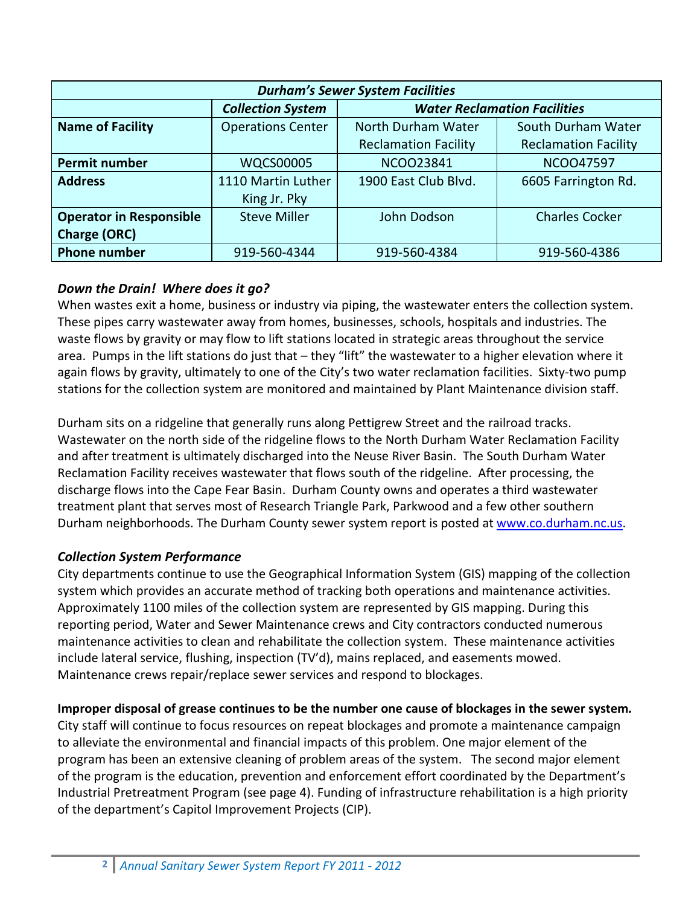| *Durham's Sewer System Facilities* | | | |
|---|---|---|---|
| | ***Collection System*** | ***Water Reclamation Facilities*** | |
| **Name of Facility** | Operations Center | North Durham Water Reclamation Facility | South Durham Water Reclamation Facility |
| **Permit number** | WQCS00005 | NCOO23841 | NCOO47597 |
| **Address** | 1110 Martin Luther King Jr. Pky | 1900 East Club Blvd. | 6605 Farrington Rd. |
| **Operator in Responsible Charge (ORC)** | Steve Miller | John Dodson | Charles Cocker |
| **Phone number** | 919-560-4344 | 919-560-4384 | 919-560-4386 |

### *Down the Drain! Where does it go?*

When wastes exit a home, business or industry via piping, the wastewater enters the collection system. These pipes carry wastewater away from homes, businesses, schools, hospitals and industries. The waste flows by gravity or may flow to lift stations located in strategic areas throughout the service area. Pumps in the lift stations do just that – they "lift" the wastewater to a higher elevation where it again flows by gravity, ultimately to one of the City's two water reclamation facilities. Sixty-two pump stations for the collection system are monitored and maintained by Plant Maintenance division staff.

Durham sits on a ridgeline that generally runs along Pettigrew Street and the railroad tracks. Wastewater on the north side of the ridgeline flows to the North Durham Water Reclamation Facility and after treatment is ultimately discharged into the Neuse River Basin. The South Durham Water Reclamation Facility receives wastewater that flows south of the ridgeline. After processing, the discharge flows into the Cape Fear Basin. Durham County owns and operates a third wastewater treatment plant that serves most of Research Triangle Park, Parkwood and a few other southern Durham neighborhoods. The Durham County sewer system report is posted at www.co.durham.nc.us.

### *Collection System Performance*

City departments continue to use the Geographical Information System (GIS) mapping of the collection system which provides an accurate method of tracking both operations and maintenance activities. Approximately 1100 miles of the collection system are represented by GIS mapping. During this reporting period, Water and Sewer Maintenance crews and City contractors conducted numerous maintenance activities to clean and rehabilitate the collection system. These maintenance activities include lateral service, flushing, inspection (TV'd), mains replaced, and easements mowed. Maintenance crews repair/replace sewer services and respond to blockages.

**Improper disposal of grease continues to be the number one cause of blockages in the sewer system.** City staff will continue to focus resources on repeat blockages and promote a maintenance campaign to alleviate the environmental and financial impacts of this problem. One major element of the program has been an extensive cleaning of problem areas of the system. The second major element of the program is the education, prevention and enforcement effort coordinated by the Department's Industrial Pretreatment Program (see page 4). Funding of infrastructure rehabilitation is a high priority of the department's Capitol Improvement Projects (CIP).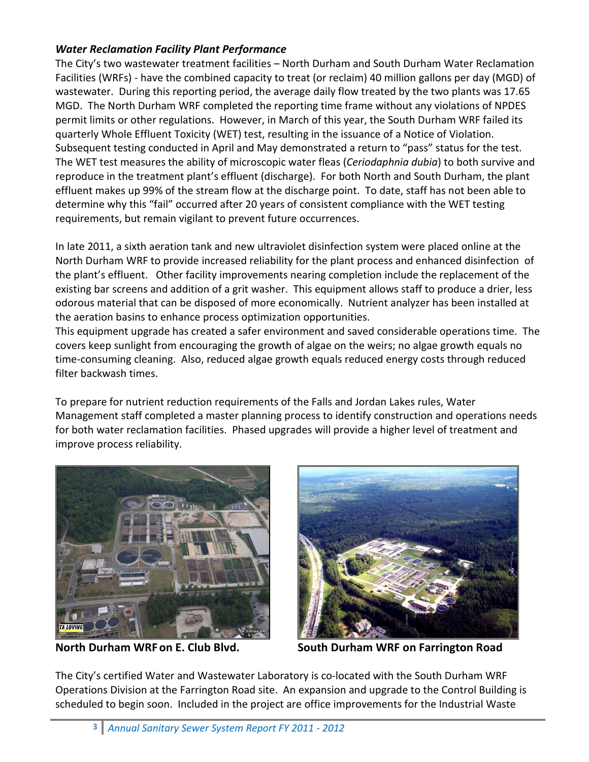### *Water Reclamation Facility Plant Performance*

The City's two wastewater treatment facilities – North Durham and South Durham Water Reclamation Facilities (WRFs) - have the combined capacity to treat (or reclaim) 40 million gallons per day (MGD) of wastewater. During this reporting period, the average daily flow treated by the two plants was 17.65 MGD. The North Durham WRF completed the reporting time frame without any violations of NPDES permit limits or other regulations. However, in March of this year, the South Durham WRF failed its quarterly Whole Effluent Toxicity (WET) test, resulting in the issuance of a Notice of Violation. Subsequent testing conducted in April and May demonstrated a return to "pass" status for the test. The WET test measures the ability of microscopic water fleas (*Ceriodaphnia dubia*) to both survive and reproduce in the treatment plant's effluent (discharge). For both North and South Durham, the plant effluent makes up 99% of the stream flow at the discharge point. To date, staff has not been able to determine why this "fail" occurred after 20 years of consistent compliance with the WET testing requirements, but remain vigilant to prevent future occurrences.

In late 2011, a sixth aeration tank and new ultraviolet disinfection system were placed online at the North Durham WRF to provide increased reliability for the plant process and enhanced disinfection of the plant's effluent. Other facility improvements nearing completion include the replacement of the existing bar screens and addition of a grit washer. This equipment allows staff to produce a drier, less odorous material that can be disposed of more economically. Nutrient analyzer has been installed at the aeration basins to enhance process optimization opportunities.
This equipment upgrade has created a safer environment and saved considerable operations time. The covers keep sunlight from encouraging the growth of algae on the weirs; no algae growth equals no time-consuming cleaning. Also, reduced algae growth equals reduced energy costs through reduced filter backwash times.

To prepare for nutrient reduction requirements of the Falls and Jordan Lakes rules, Water Management staff completed a master planning process to identify construction and operations needs for both water reclamation facilities. Phased upgrades will provide a higher level of treatment and improve process reliability.

**North Durham WRF on E. Club Blvd.**

**South Durham WRF on Farrington Road**

The City's certified Water and Wastewater Laboratory is co-located with the South Durham WRF Operations Division at the Farrington Road site. An expansion and upgrade to the Control Building is scheduled to begin soon. Included in the project are office improvements for the Industrial Waste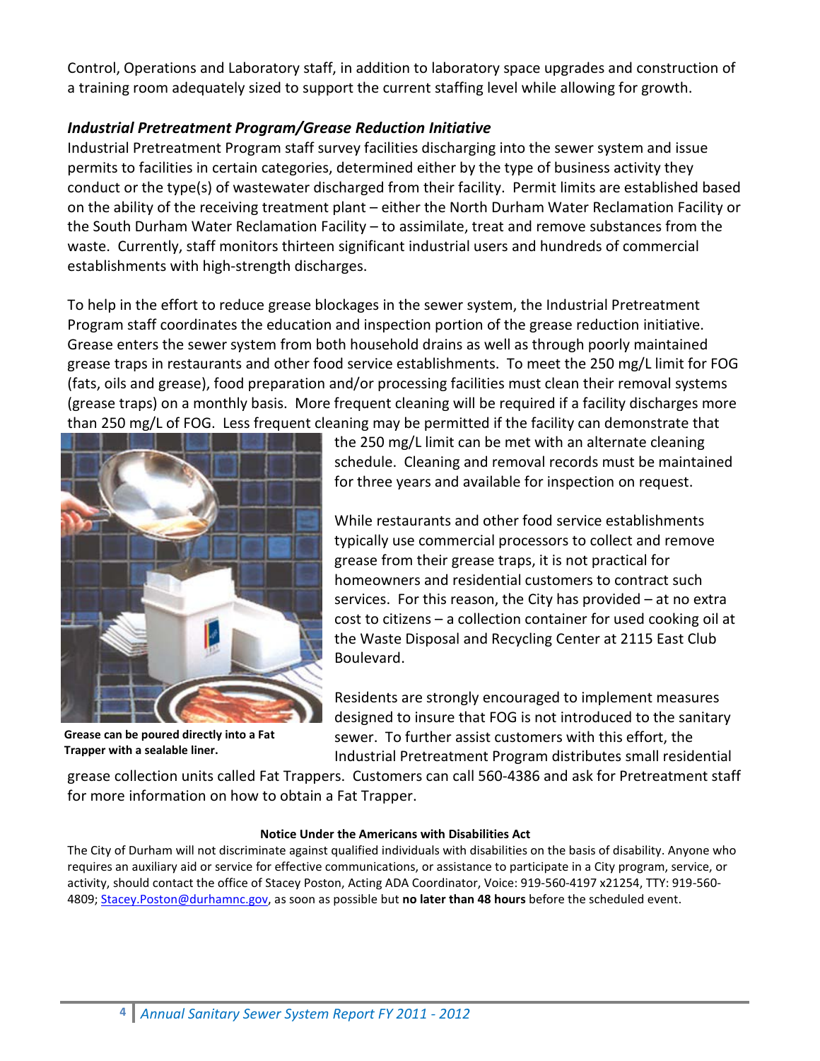Control, Operations and Laboratory staff, in addition to laboratory space upgrades and construction of a training room adequately sized to support the current staffing level while allowing for growth.

### *Industrial Pretreatment Program/Grease Reduction Initiative*

Industrial Pretreatment Program staff survey facilities discharging into the sewer system and issue permits to facilities in certain categories, determined either by the type of business activity they conduct or the type(s) of wastewater discharged from their facility. Permit limits are established based on the ability of the receiving treatment plant – either the North Durham Water Reclamation Facility or the South Durham Water Reclamation Facility – to assimilate, treat and remove substances from the waste. Currently, staff monitors thirteen significant industrial users and hundreds of commercial establishments with high-strength discharges.

To help in the effort to reduce grease blockages in the sewer system, the Industrial Pretreatment Program staff coordinates the education and inspection portion of the grease reduction initiative. Grease enters the sewer system from both household drains as well as through poorly maintained grease traps in restaurants and other food service establishments. To meet the 250 mg/L limit for FOG (fats, oils and grease), food preparation and/or processing facilities must clean their removal systems (grease traps) on a monthly basis. More frequent cleaning will be required if a facility discharges more than 250 mg/L of FOG. Less frequent cleaning may be permitted if the facility can demonstrate that the 250 mg/L limit can be met with an alternate cleaning schedule. Cleaning and removal records must be maintained for three years and available for inspection on request.

**Grease can be poured directly into a Fat Trapper with a sealable liner.**

While restaurants and other food service establishments typically use commercial processors to collect and remove grease from their grease traps, it is not practical for homeowners and residential customers to contract such services. For this reason, the City has provided – at no extra cost to citizens – a collection container for used cooking oil at the Waste Disposal and Recycling Center at 2115 East Club Boulevard.

Residents are strongly encouraged to implement measures designed to insure that FOG is not introduced to the sanitary sewer. To further assist customers with this effort, the Industrial Pretreatment Program distributes small residential grease collection units called Fat Trappers. Customers can call 560-4386 and ask for Pretreatment staff for more information on how to obtain a Fat Trapper.

**Notice Under the Americans with Disabilities Act**

The City of Durham will not discriminate against qualified individuals with disabilities on the basis of disability. Anyone who requires an auxiliary aid or service for effective communications, or assistance to participate in a City program, service, or activity, should contact the office of Stacey Poston, Acting ADA Coordinator, Voice: 919-560-4197 x21254, TTY: 919-560-4809; Stacey.Poston@durhamnc.gov, as soon as possible but **no later than 48 hours** before the scheduled event.